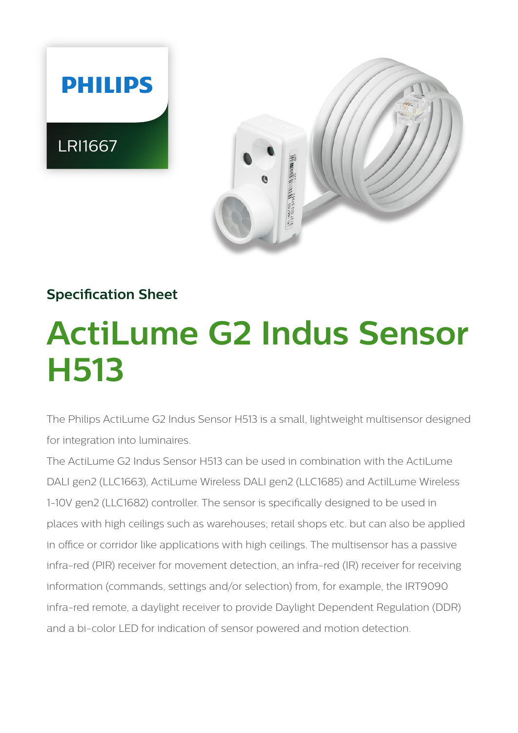PHILIPS

LRI1667

Specification Sheet

# ActiLume G2 Indus Sensor H513

The Philips ActiLume G2 Indus Sensor H513 is a small, lightweight multisensor designed for integration into luminaires.

The ActiLume G2 Indus Sensor H513 can be used in combination with the ActiLume DALI gen2 (LLC1663), ActiLume Wireless DALI gen2 (LLC1685) and ActilLume Wireless 1-10V gen2 (LLC1682) controller. The sensor is specifically designed to be used in places with high ceilings such as warehouses; retail shops etc. but can also be applied in office or corridor like applications with high ceilings. The multisensor has a passive infra-red (PIR) receiver for movement detection, an infra-red (IR) receiver for receiving information (commands, settings and/or selection) from, for example, the IRT9090 infra-red remote, a daylight receiver to provide Daylight Dependent Regulation (DDR) and a bi-color LED for indication of sensor powered and motion detection.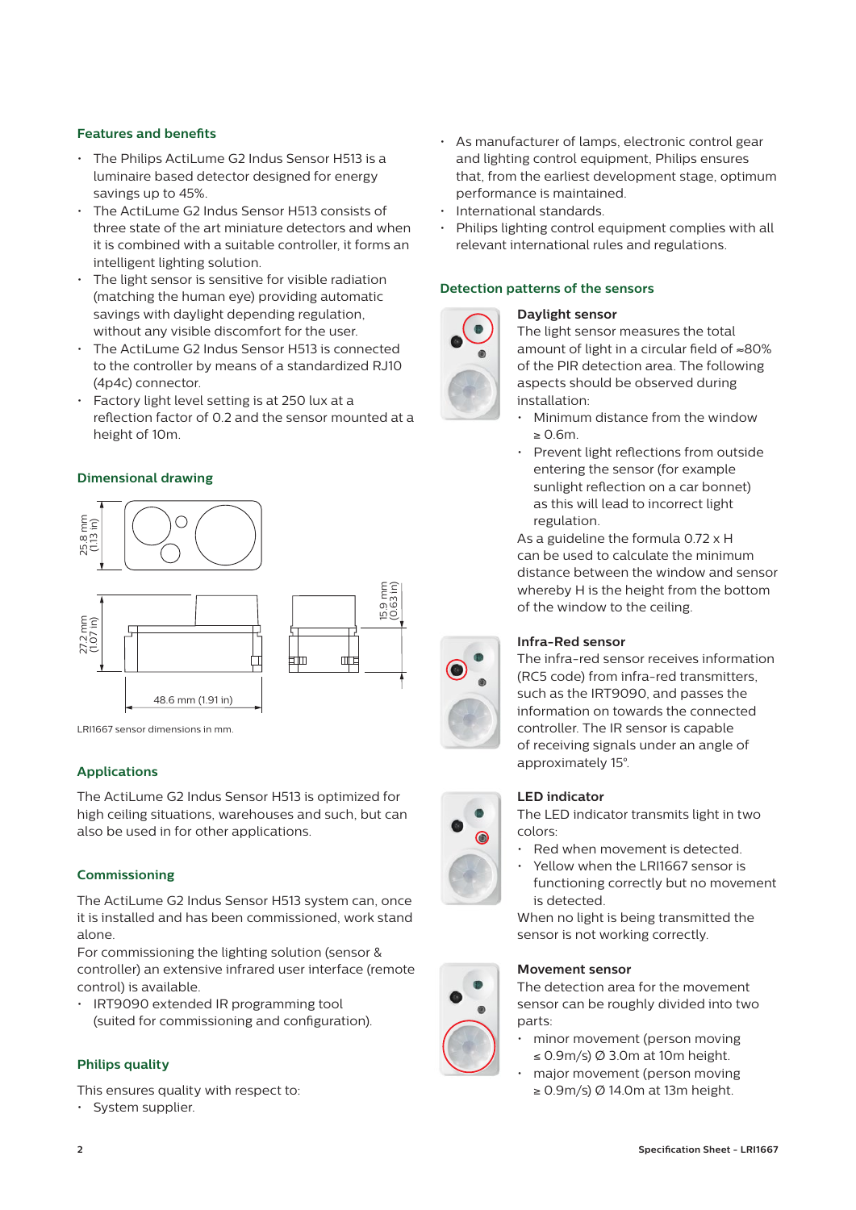## Features and benefits

- The Philips ActiLume G2 Indus Sensor H513 is a luminaire based detector designed for energy savings up to 45%.
- The ActiLume G2 Indus Sensor H513 consists of three state of the art miniature detectors and when it is combined with a suitable controller, it forms an intelligent lighting solution.
- The light sensor is sensitive for visible radiation (matching the human eye) providing automatic savings with daylight depending regulation, without any visible discomfort for the user.
- The ActiLume G2 Indus Sensor H513 is connected to the controller by means of a standardized RJ10 (4p4c) connector.
- Factory light level setting is at 250 lux at a reflection factor of 0.2 and the sensor mounted at a height of 10m.

## Dimensional drawing

25.8 mm (1.13 in)

27.2 mm (1.07 in)

15.9 mm (0.63 in)

48.6 mm (1.91 in)

LRI1667 sensor dimensions in mm.

## Applications

The ActiLume G2 Indus Sensor H513 is optimized for high ceiling situations, warehouses and such, but can also be used in for other applications.

## Commissioning

The ActiLume G2 Indus Sensor H513 system can, once it is installed and has been commissioned, work stand alone.
For commissioning the lighting solution (sensor & controller) an extensive infrared user interface (remote control) is available.

- IRT9090 extended IR programming tool (suited for commissioning and configuration).

## Philips quality

This ensures quality with respect to:

- System supplier.
- As manufacturer of lamps, electronic control gear and lighting control equipment, Philips ensures that, from the earliest development stage, optimum performance is maintained.
- International standards.
- Philips lighting control equipment complies with all relevant international rules and regulations.

## Detection patterns of the sensors

### Daylight sensor

The light sensor measures the total amount of light in a circular field of ≈80% of the PIR detection area. The following aspects should be observed during installation:

- Minimum distance from the window ≥ 0.6m.
- Prevent light reflections from outside entering the sensor (for example sunlight reflection on a car bonnet) as this will lead to incorrect light regulation.

As a guideline the formula 0.72 x H can be used to calculate the minimum distance between the window and sensor whereby H is the height from the bottom of the window to the ceiling.

### Infra-Red sensor

The infra-red sensor receives information (RC5 code) from infra-red transmitters, such as the IRT9090, and passes the information on towards the connected controller. The IR sensor is capable of receiving signals under an angle of approximately 15°.

### LED indicator

The LED indicator transmits light in two colors:

- Red when movement is detected.
- Yellow when the LRI1667 sensor is functioning correctly but no movement is detected.

When no light is being transmitted the sensor is not working correctly.

### Movement sensor

The detection area for the movement sensor can be roughly divided into two parts:

- minor movement (person moving ≤ 0.9m/s) Ø 3.0m at 10m height.
- major movement (person moving ≥ 0.9m/s) Ø 14.0m at 13m height.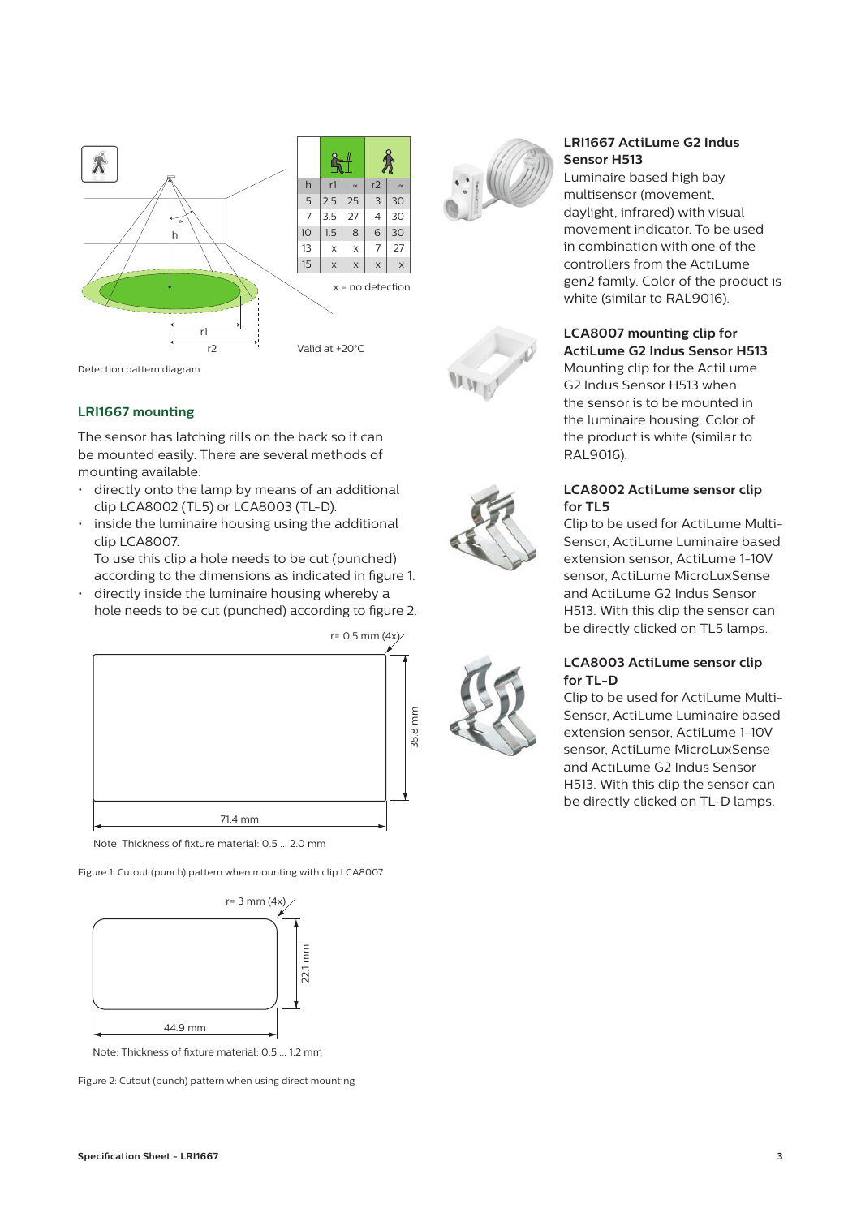| h | r1 | ∝ | r2 | ∝ |
|---|---|---|---|---|
| 5 | 2.5 | 25 | 3 | 30 |
| 7 | 3.5 | 27 | 4 | 30 |
| 10 | 1.5 | 8 | 6 | 30 |
| 13 | x | x | 7 | 27 |
| 15 | x | x | x | x |

x = no detection

Valid at +20°C

Detection pattern diagram

## LRI1667 mounting

The sensor has latching rills on the back so it can be mounted easily. There are several methods of mounting available:

- directly onto the lamp by means of an additional clip LCA8002 (TL5) or LCA8003 (TL-D).
- inside the luminaire housing using the additional clip LCA8007. To use this clip a hole needs to be cut (punched) according to the dimensions as indicated in figure 1.
- directly inside the luminaire housing whereby a hole needs to be cut (punched) according to figure 2.

r= 0.5 mm (4x)

35.8 mm

71.4 mm

Note: Thickness of fixture material: 0.5 ... 2.0 mm

Figure 1: Cutout (punch) pattern when mounting with clip LCA8007

r= 3 mm (4x)

22.1 mm

44.9 mm

Note: Thickness of fixture material: 0.5 ... 1.2 mm

Figure 2: Cutout (punch) pattern when using direct mounting

### LRI1667 ActiLume G2 Indus Sensor H513

Luminaire based high bay multisensor (movement, daylight, infrared) with visual movement indicator. To be used in combination with one of the controllers from the ActiLume gen2 family. Color of the product is white (similar to RAL9016).

### LCA8007 mounting clip for ActiLume G2 Indus Sensor H513

Mounting clip for the ActiLume G2 Indus Sensor H513 when the sensor is to be mounted in the luminaire housing. Color of the product is white (similar to RAL9016).

### LCA8002 ActiLume sensor clip for TL5

Clip to be used for ActiLume Multi-Sensor, ActiLume Luminaire based extension sensor, ActiLume 1-10V sensor, ActiLume MicroLuxSense and ActiLume G2 Indus Sensor H513. With this clip the sensor can be directly clicked on TL5 lamps.

### LCA8003 ActiLume sensor clip for TL-D

Clip to be used for ActiLume Multi-Sensor, ActiLume Luminaire based extension sensor, ActiLume 1-10V sensor, ActiLume MicroLuxSense and ActiLume G2 Indus Sensor H513. With this clip the sensor can be directly clicked on TL-D lamps.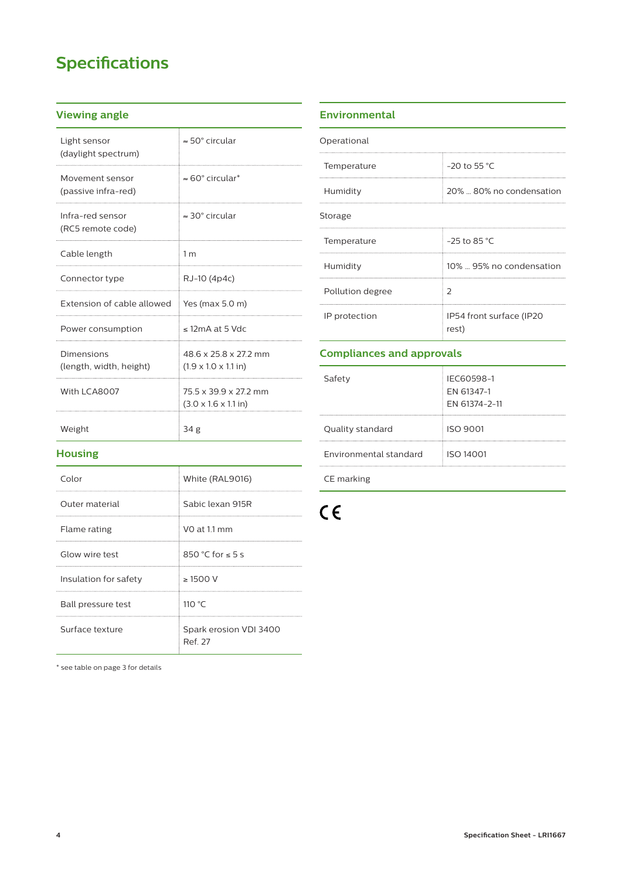# Specifications

## Viewing angle

| | |
|---|---|
| Light sensor (daylight spectrum) | ≈ 50° circular |
| Movement sensor (passive infra-red) | ≈ 60° circular* |
| Infra-red sensor (RC5 remote code) | ≈ 30° circular |
| Cable length | 1 m |
| Connector type | RJ-10 (4p4c) |
| Extension of cable allowed | Yes (max 5.0 m) |
| Power consumption | ≤ 12mA at 5 Vdc |
| Dimensions (length, width, height) | 48.6 x 25.8 x 27.2 mm (1.9 x 1.0 x 1.1 in) |
| With LCA8007 | 75.5 x 39.9 x 27.2 mm (3.0 x 1.6 x 1.1 in) |
| Weight | 34 g |

## Housing

| | |
|---|---|
| Color | White (RAL9016) |
| Outer material | Sabic lexan 915R |
| Flame rating | V0 at 1.1 mm |
| Glow wire test | 850 °C for ≤ 5 s |
| Insulation for safety | ≥ 1500 V |
| Ball pressure test | 110 °C |
| Surface texture | Spark erosion VDI 3400 Ref. 27 |

* see table on page 3 for details

## Environmental

| | |
|---|---|
| Operational | |
| Temperature | -20 to 55 °C |
| Humidity | 20% ... 80% no condensation |
| Storage | |
| Temperature | -25 to 85 °C |
| Humidity | 10% ... 95% no condensation |
| Pollution degree | 2 |
| IP protection | IP54 front surface (IP20 rest) |

## Compliances and approvals

| | |
|---|---|
| Safety | IEC60598-1<br>EN 61347-1<br>EN 61374-2-11 |
| Quality standard | ISO 9001 |
| Environmental standard | ISO 14001 |
| CE marking | |

CE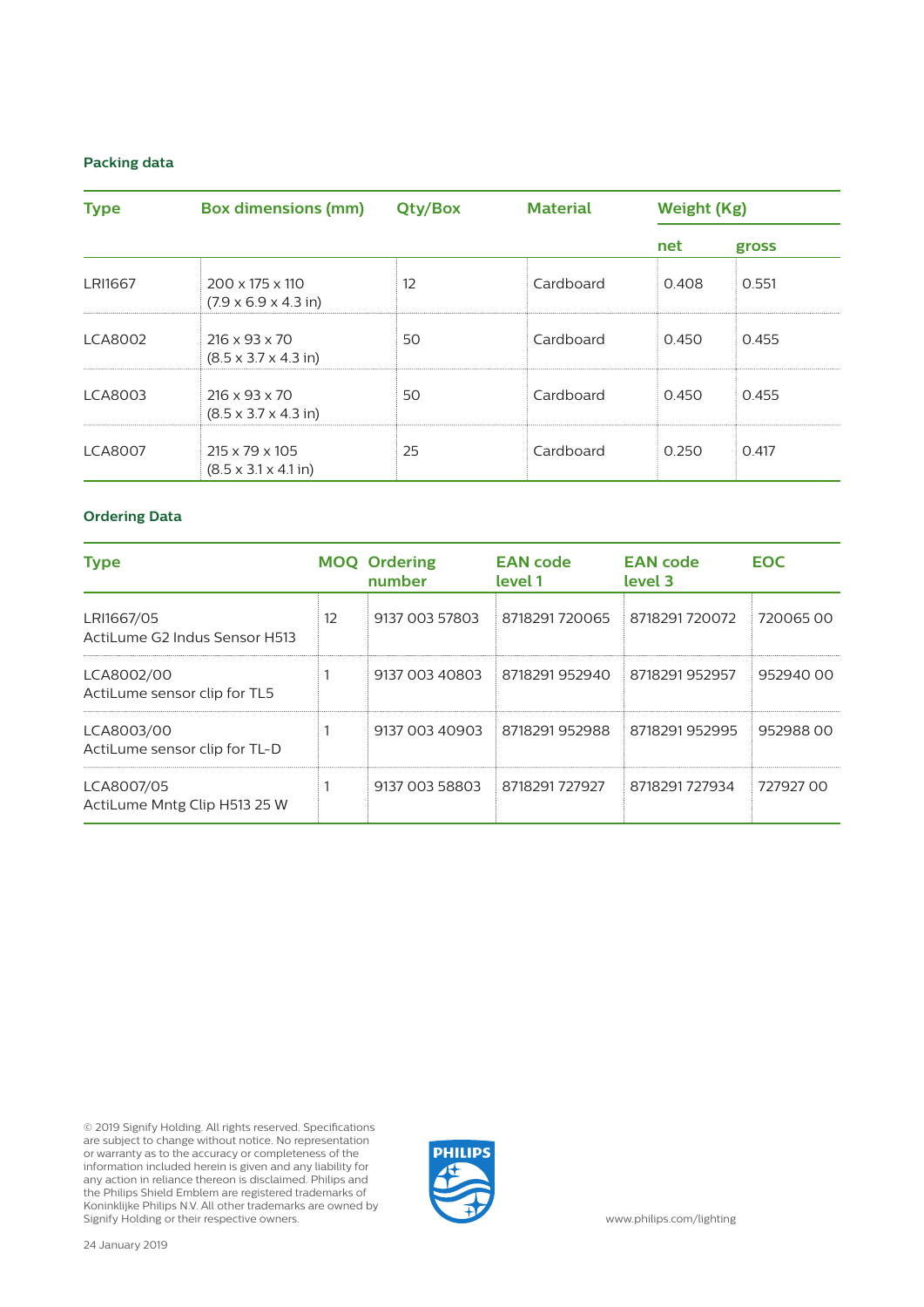## Packing data

| Type | Box dimensions (mm) | Qty/Box | Material | Weight (Kg) | |
|---|---|---|---|---|---|
| | | | | net | gross |
| LRI1667 | 200 x 175 x 110 (7.9 x 6.9 x 4.3 in) | 12 | Cardboard | 0.408 | 0.551 |
| LCA8002 | 216 x 93 x 70 (8.5 x 3.7 x 4.3 in) | 50 | Cardboard | 0.450 | 0.455 |
| LCA8003 | 216 x 93 x 70 (8.5 x 3.7 x 4.3 in) | 50 | Cardboard | 0.450 | 0.455 |
| LCA8007 | 215 x 79 x 105 (8.5 x 3.1 x 4.1 in) | 25 | Cardboard | 0.250 | 0.417 |

## Ordering Data

| Type | MOQ | Ordering number | EAN code level 1 | EAN code level 3 | EOC |
|---|---|---|---|---|---|
| LRI1667/05 ActiLume G2 Indus Sensor H513 | 12 | 9137 003 57803 | 8718291 720065 | 8718291 720072 | 720065 00 |
| LCA8002/00 ActiLume sensor clip for TL5 | 1 | 9137 003 40803 | 8718291 952940 | 8718291 952957 | 952940 00 |
| LCA8003/00 ActiLume sensor clip for TL-D | 1 | 9137 003 40903 | 8718291 952988 | 8718291 952995 | 952988 00 |
| LCA8007/05 ActiLume Mntg Clip H513 25 W | 1 | 9137 003 58803 | 8718291 727927 | 8718291 727934 | 727927 00 |

© 2019 Signify Holding. All rights reserved. Specifications are subject to change without notice. No representation or warranty as to the accuracy or completeness of the information included herein is given and any liability for any action in reliance thereon is disclaimed. Philips and the Philips Shield Emblem are registered trademarks of Koninklijke Philips N.V. All other trademarks are owned by Signify Holding or their respective owners.

24 January 2019

PHILIPS

www.philips.com/lighting